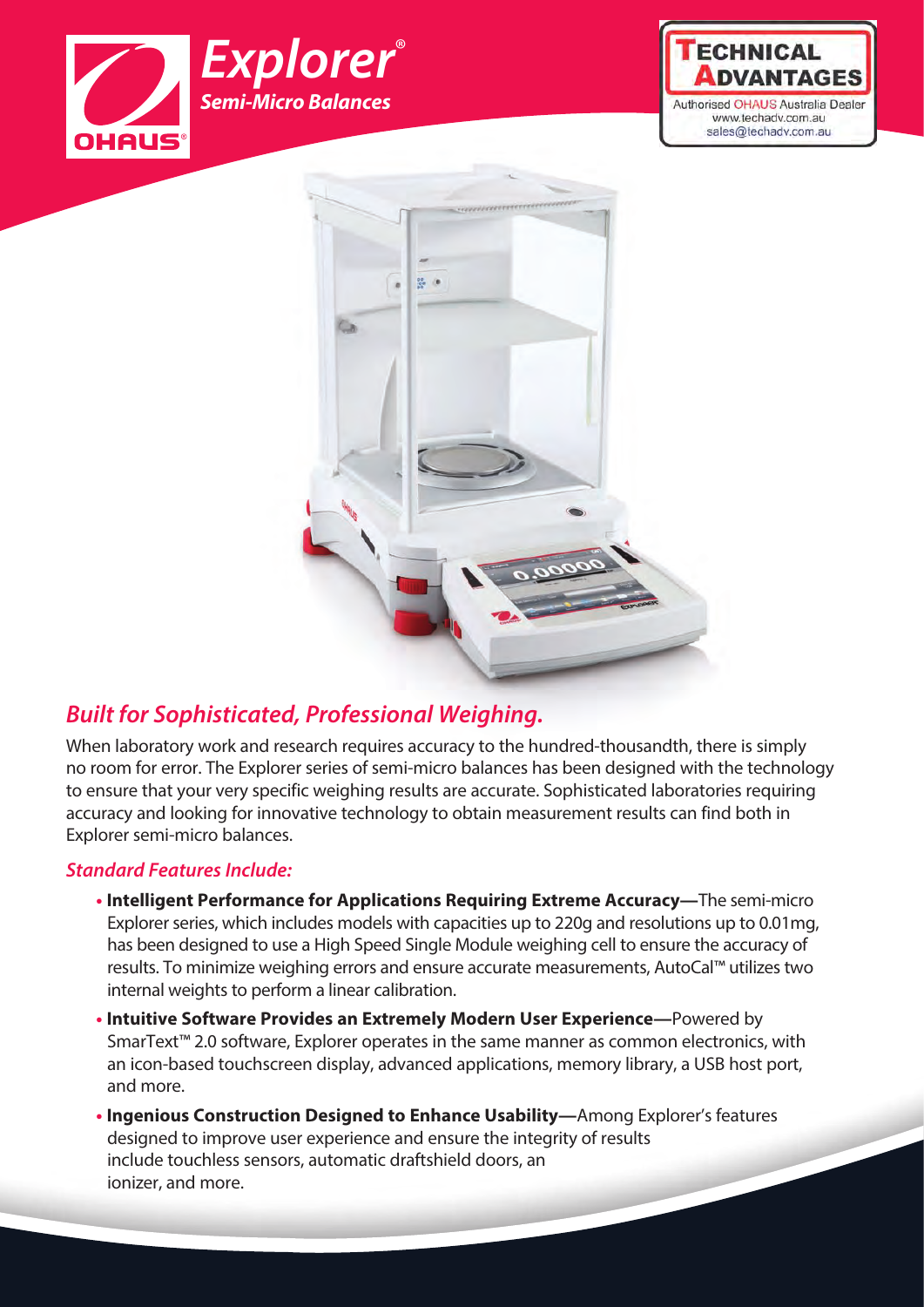# Explorer®

## Semi-Micro Balances

OHAUS®

**TECHNICAL ADVANTAGES**
Authorised OHAUS Australia Dealer
www.techadv.com.au
sales@techadv.com.au

## *Built for Sophisticated, Professional Weighing.*

When laboratory work and research requires accuracy to the hundred-thousandth, there is simply no room for error. The Explorer series of semi-micro balances has been designed with the technology to ensure that your very specific weighing results are accurate. Sophisticated laboratories requiring accuracy and looking for innovative technology to obtain measurement results can find both in Explorer semi-micro balances.

### *Standard Features Include:*

- **Intelligent Performance for Applications Requiring Extreme Accuracy—**The semi-micro Explorer series, which includes models with capacities up to 220g and resolutions up to 0.01mg, has been designed to use a High Speed Single Module weighing cell to ensure the accuracy of results. To minimize weighing errors and ensure accurate measurements, AutoCal™ utilizes two internal weights to perform a linear calibration.
- **Intuitive Software Provides an Extremely Modern User Experience—**Powered by SmarText™ 2.0 software, Explorer operates in the same manner as common electronics, with an icon-based touchscreen display, advanced applications, memory library, a USB host port, and more.
- **Ingenious Construction Designed to Enhance Usability—**Among Explorer's features designed to improve user experience and ensure the integrity of results include touchless sensors, automatic draftshield doors, an ionizer, and more.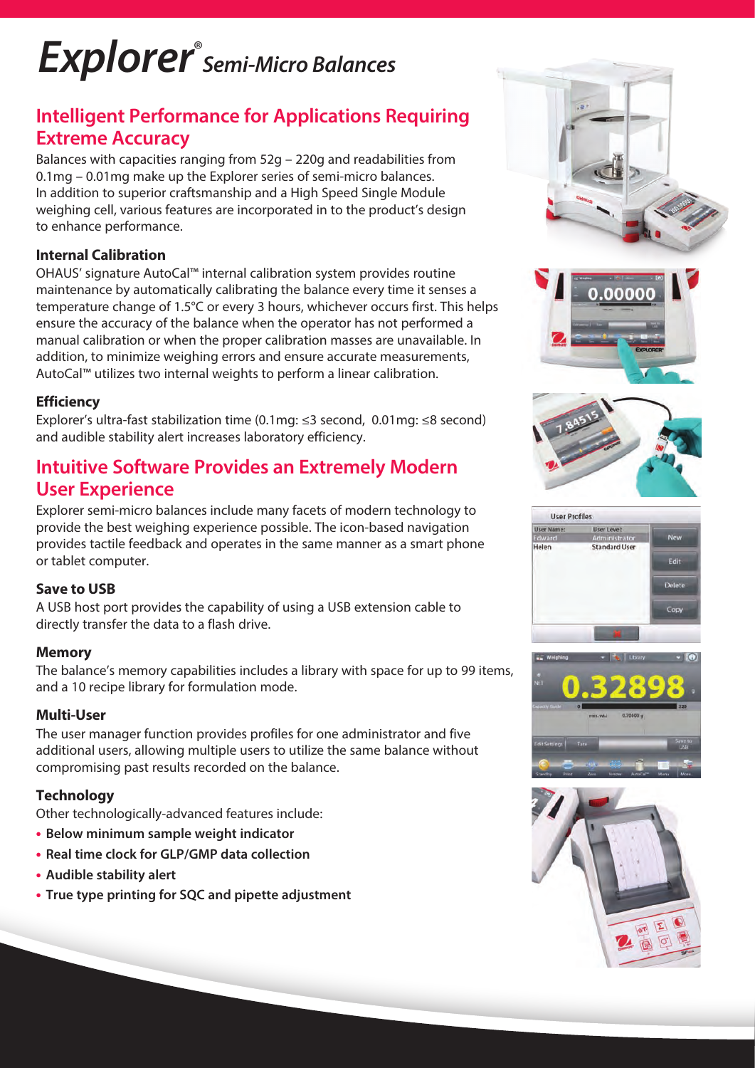# *Explorer® Semi-Micro Balances*

## Intelligent Performance for Applications Requiring Extreme Accuracy

Balances with capacities ranging from 52g – 220g and readabilities from 0.1mg – 0.01mg make up the Explorer series of semi-micro balances. In addition to superior craftsmanship and a High Speed Single Module weighing cell, various features are incorporated in to the product's design to enhance performance.

### Internal Calibration

OHAUS' signature AutoCal™ internal calibration system provides routine maintenance by automatically calibrating the balance every time it senses a temperature change of 1.5°C or every 3 hours, whichever occurs first. This helps ensure the accuracy of the balance when the operator has not performed a manual calibration or when the proper calibration masses are unavailable. In addition, to minimize weighing errors and ensure accurate measurements, AutoCal™ utilizes two internal weights to perform a linear calibration.

### Efficiency

Explorer's ultra-fast stabilization time (0.1mg: ≤3 second, 0.01mg: ≤8 second) and audible stability alert increases laboratory efficiency.

## Intuitive Software Provides an Extremely Modern User Experience

Explorer semi-micro balances include many facets of modern technology to provide the best weighing experience possible. The icon-based navigation provides tactile feedback and operates in the same manner as a smart phone or tablet computer.

### Save to USB

A USB host port provides the capability of using a USB extension cable to directly transfer the data to a flash drive.

### Memory

The balance's memory capabilities includes a library with space for up to 99 items, and a 10 recipe library for formulation mode.

### Multi-User

The user manager function provides profiles for one administrator and five additional users, allowing multiple users to utilize the same balance without compromising past results recorded on the balance.

### Technology

Other technologically-advanced features include:

- **Below minimum sample weight indicator**
- **Real time clock for GLP/GMP data collection**
- **Audible stability alert**
- **True type printing for SQC and pipette adjustment**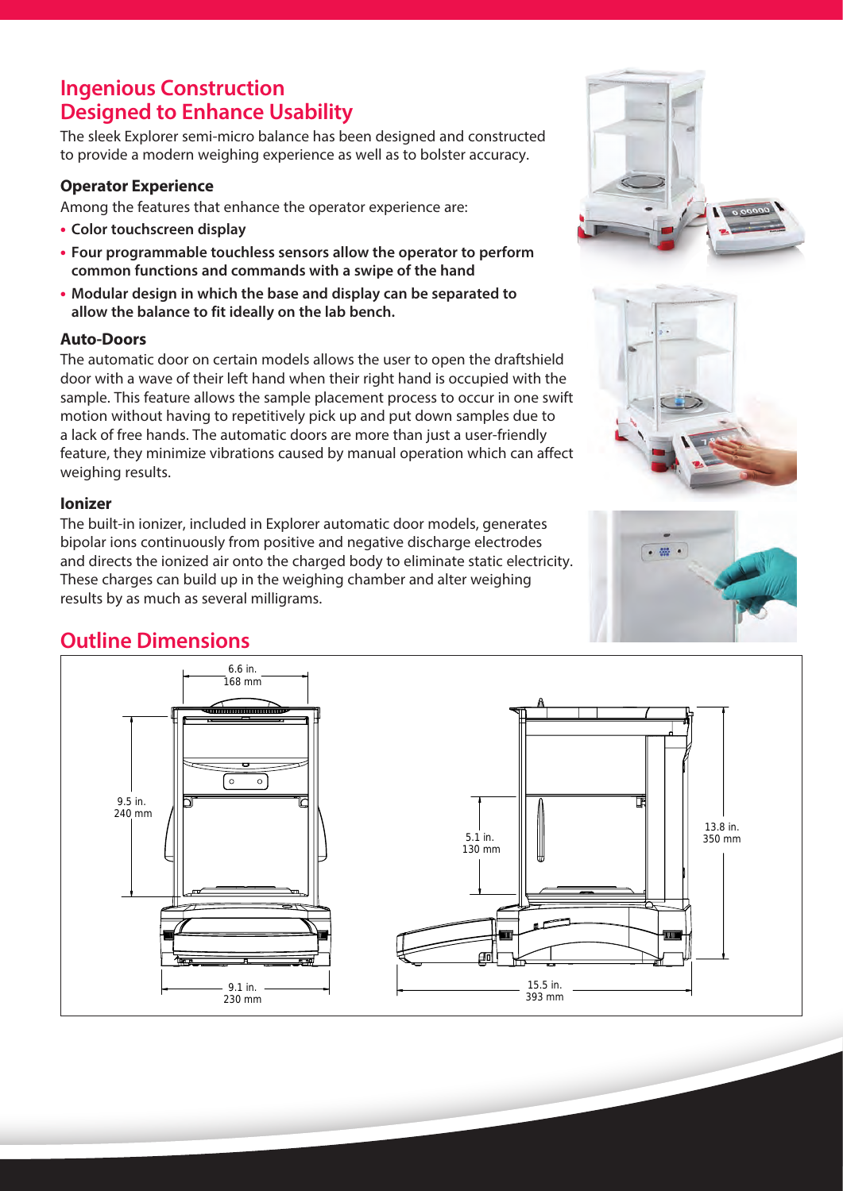# Ingenious Construction Designed to Enhance Usability

The sleek Explorer semi-micro balance has been designed and constructed to provide a modern weighing experience as well as to bolster accuracy.

### Operator Experience

Among the features that enhance the operator experience are:

- **Color touchscreen display**
- **Four programmable touchless sensors allow the operator to perform common functions and commands with a swipe of the hand**
- **Modular design in which the base and display can be separated to allow the balance to fit ideally on the lab bench.**

### Auto-Doors

The automatic door on certain models allows the user to open the draftshield door with a wave of their left hand when their right hand is occupied with the sample. This feature allows the sample placement process to occur in one swift motion without having to repetitively pick up and put down samples due to a lack of free hands. The automatic doors are more than just a user-friendly feature, they minimize vibrations caused by manual operation which can affect weighing results.

### Ionizer

The built-in ionizer, included in Explorer automatic door models, generates bipolar ions continuously from positive and negative discharge electrodes and directs the ionized air onto the charged body to eliminate static electricity. These charges can build up in the weighing chamber and alter weighing results by as much as several milligrams.

## Outline Dimensions

6.6 in.
168 mm

9.5 in.
240 mm

9.1 in.
230 mm

5.1 in.
130 mm

13.8 in.
350 mm

15.5 in.
393 mm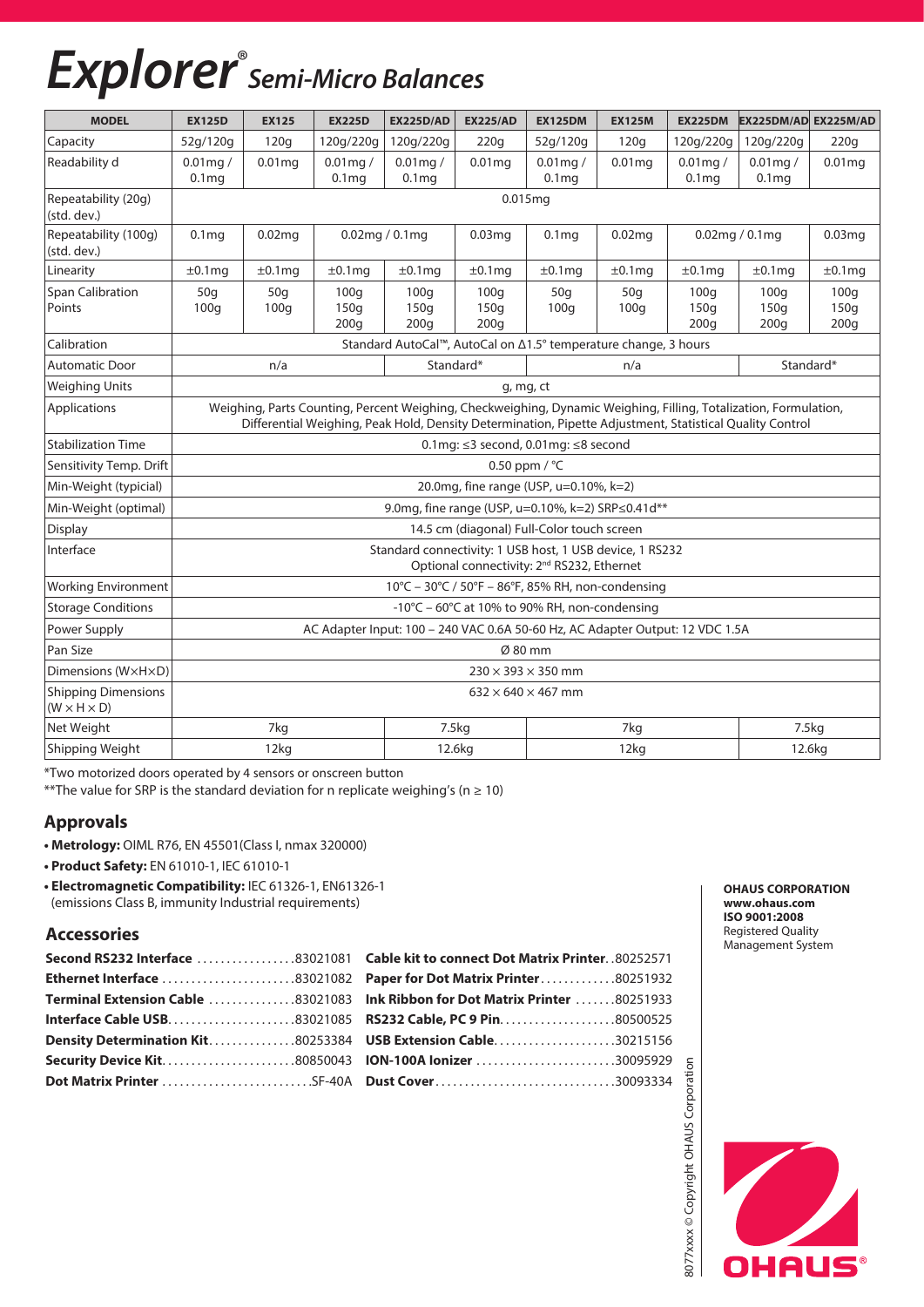# *Explorer® Semi-Micro Balances*

| MODEL | EX125D | EX125 | EX225D | EX225D/AD | EX225/AD | EX125DM | EX125M | EX225DM | EX225DM/AD | EX225M/AD |
|---|---|---|---|---|---|---|---|---|---|---|
| Capacity | 52g/120g | 120g | 120g/220g | 120g/220g | 220g | 52g/120g | 120g | 120g/220g | 120g/220g | 220g |
| Readability d | 0.01mg / 0.1mg | 0.01mg | 0.01mg / 0.1mg | 0.01mg / 0.1mg | 0.01mg | 0.01mg / 0.1mg | 0.01mg | 0.01mg / 0.1mg | 0.01mg / 0.1mg | 0.01mg |
| Repeatability (20g) (std. dev.) | 0.015mg | | | | | | | | | |
| Repeatability (100g) (std. dev.) | 0.1mg | 0.02mg | 0.02mg / 0.1mg | | 0.03mg | 0.1mg | 0.02mg | 0.02mg / 0.1mg | | 0.03mg |
| Linearity | ±0.1mg | ±0.1mg | ±0.1mg | ±0.1mg | ±0.1mg | ±0.1mg | ±0.1mg | ±0.1mg | ±0.1mg | ±0.1mg |
| Span Calibration Points | 50g 100g | 50g 100g | 100g 150g 200g | 100g 150g 200g | 100g 150g 200g | 50g 100g | 50g 100g | 100g 150g 200g | 100g 150g 200g | 100g 150g 200g |
| Calibration | Standard AutoCal™, AutoCal on Δ1.5° temperature change, 3 hours | | | | | | | | | |
| Automatic Door | n/a | | | Standard* | | n/a | | | Standard* | |
| Weighing Units | g, mg, ct | | | | | | | | | |
| Applications | Weighing, Parts Counting, Percent Weighing, Checkweighing, Dynamic Weighing, Filling, Totalization, Formulation, Differential Weighing, Peak Hold, Density Determination, Pipette Adjustment, Statistical Quality Control | | | | | | | | | |
| Stabilization Time | 0.1mg: ≤3 second, 0.01mg: ≤8 second | | | | | | | | | |
| Sensitivity Temp. Drift | 0.50 ppm / °C | | | | | | | | | |
| Min-Weight (typicial) | 20.0mg, fine range (USP, u=0.10%, k=2) | | | | | | | | | |
| Min-Weight (optimal) | 9.0mg, fine range (USP, u=0.10%, k=2) SRP≤0.41d** | | | | | | | | | |
| Display | 14.5 cm (diagonal) Full-Color touch screen | | | | | | | | | |
| Interface | Standard connectivity: 1 USB host, 1 USB device, 1 RS232 Optional connectivity: 2nd RS232, Ethernet | | | | | | | | | |
| Working Environment | 10°C – 30°C / 50°F – 86°F, 85% RH, non-condensing | | | | | | | | | |
| Storage Conditions | -10°C – 60°C at 10% to 90% RH, non-condensing | | | | | | | | | |
| Power Supply | AC Adapter Input: 100 – 240 VAC 0.6A 50-60 Hz, AC Adapter Output: 12 VDC 1.5A | | | | | | | | | |
| Pan Size | Ø 80 mm | | | | | | | | | |
| Dimensions (W×H×D) | 230 × 393 × 350 mm | | | | | | | | | |
| Shipping Dimensions (W × H × D) | 632 × 640 × 467 mm | | | | | | | | | |
| Net Weight | 7kg | | | 7.5kg | | 7kg | | | 7.5kg | |
| Shipping Weight | 12kg | | | 12.6kg | | 12kg | | | 12.6kg | |

*Two motorized doors operated by 4 sensors or onscreen button

**The value for SRP is the standard deviation for n replicate weighing's (n ≥ 10)

## Approvals

- **Metrology:** OIML R76, EN 45501(Class I, nmax 320000)
- **Product Safety:** EN 61010-1, IEC 61010-1
- **Electromagnetic Compatibility:** IEC 61326-1, EN61326-1 (emissions Class B, immunity Industrial requirements)

## Accessories

| | | | |
|---|---|---|---|
| **Second RS232 Interface** | 83021081 | **Cable kit to connect Dot Matrix Printer** | 80252571 |
| **Ethernet Interface** | 83021082 | **Paper for Dot Matrix Printer** | 80251932 |
| **Terminal Extension Cable** | 83021083 | **Ink Ribbon for Dot Matrix Printer** | 80251933 |
| **Interface Cable USB** | 83021085 | **RS232 Cable, PC 9 Pin** | 80500525 |
| **Density Determination Kit** | 80253384 | **USB Extension Cable** | 30215156 |
| **Security Device Kit** | 80850043 | **ION-100A Ionizer** | 30095929 |
| **Dot Matrix Printer** | SF-40A | **Dust Cover** | 30093334 |

**OHAUS CORPORATION**
**www.ohaus.com**
**ISO 9001:2008**
Registered Quality Management System

8077xxxx © Copyright OHAUS Corporation

OHAUS®